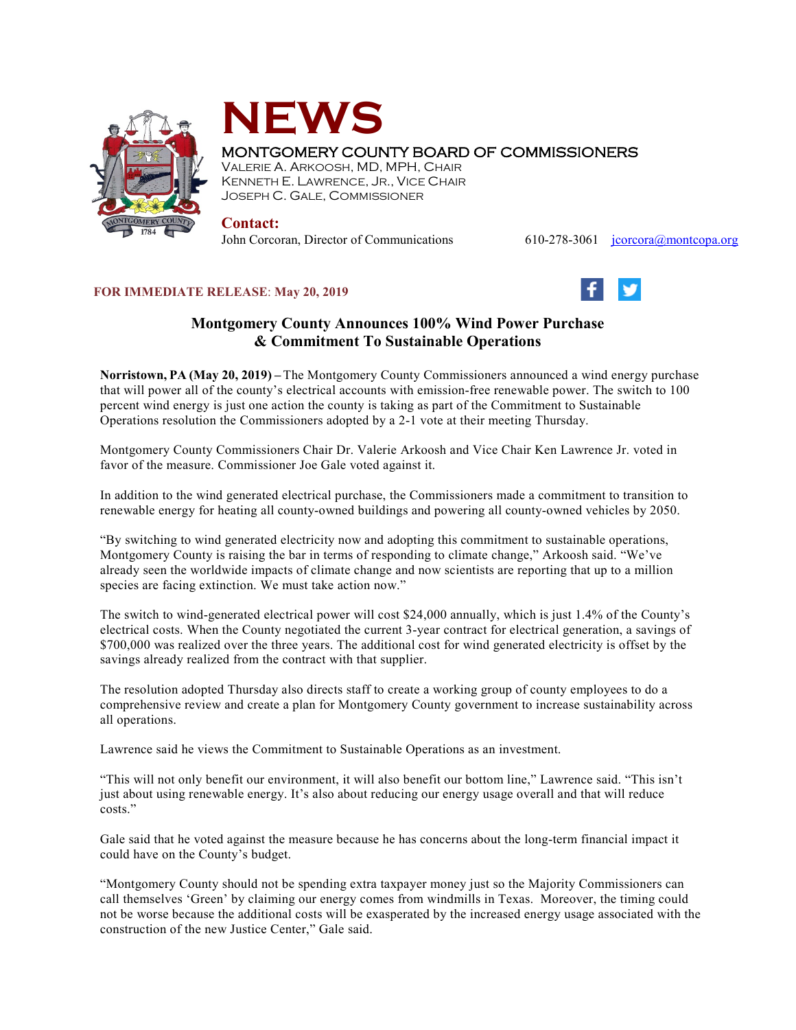# NEWS

MONTGOMERY COUNTY BOARD OF COMMISSIONERS
VALERIE A. ARKOOSH, MD, MPH, CHAIR
KENNETH E. LAWRENCE, JR., VICE CHAIR
JOSEPH C. GALE, COMMISSIONER

**Contact:**
John Corcoran, Director of Communications 610-278-3061 jcorcora@montcopa.org

**FOR IMMEDIATE RELEASE: May 20, 2019**

## Montgomery County Announces 100% Wind Power Purchase & Commitment To Sustainable Operations

**Norristown, PA (May 20, 2019) –** The Montgomery County Commissioners announced a wind energy purchase that will power all of the county's electrical accounts with emission-free renewable power. The switch to 100 percent wind energy is just one action the county is taking as part of the Commitment to Sustainable Operations resolution the Commissioners adopted by a 2-1 vote at their meeting Thursday.

Montgomery County Commissioners Chair Dr. Valerie Arkoosh and Vice Chair Ken Lawrence Jr. voted in favor of the measure. Commissioner Joe Gale voted against it.

In addition to the wind generated electrical purchase, the Commissioners made a commitment to transition to renewable energy for heating all county-owned buildings and powering all county-owned vehicles by 2050.

"By switching to wind generated electricity now and adopting this commitment to sustainable operations, Montgomery County is raising the bar in terms of responding to climate change," Arkoosh said. "We've already seen the worldwide impacts of climate change and now scientists are reporting that up to a million species are facing extinction. We must take action now."

The switch to wind-generated electrical power will cost $24,000 annually, which is just 1.4% of the County's electrical costs. When the County negotiated the current 3-year contract for electrical generation, a savings of $700,000 was realized over the three years. The additional cost for wind generated electricity is offset by the savings already realized from the contract with that supplier.

The resolution adopted Thursday also directs staff to create a working group of county employees to do a comprehensive review and create a plan for Montgomery County government to increase sustainability across all operations.

Lawrence said he views the Commitment to Sustainable Operations as an investment.

"This will not only benefit our environment, it will also benefit our bottom line," Lawrence said. "This isn't just about using renewable energy. It's also about reducing our energy usage overall and that will reduce costs."

Gale said that he voted against the measure because he has concerns about the long-term financial impact it could have on the County's budget.

"Montgomery County should not be spending extra taxpayer money just so the Majority Commissioners can call themselves 'Green' by claiming our energy comes from windmills in Texas. Moreover, the timing could not be worse because the additional costs will be exasperated by the increased energy usage associated with the construction of the new Justice Center," Gale said.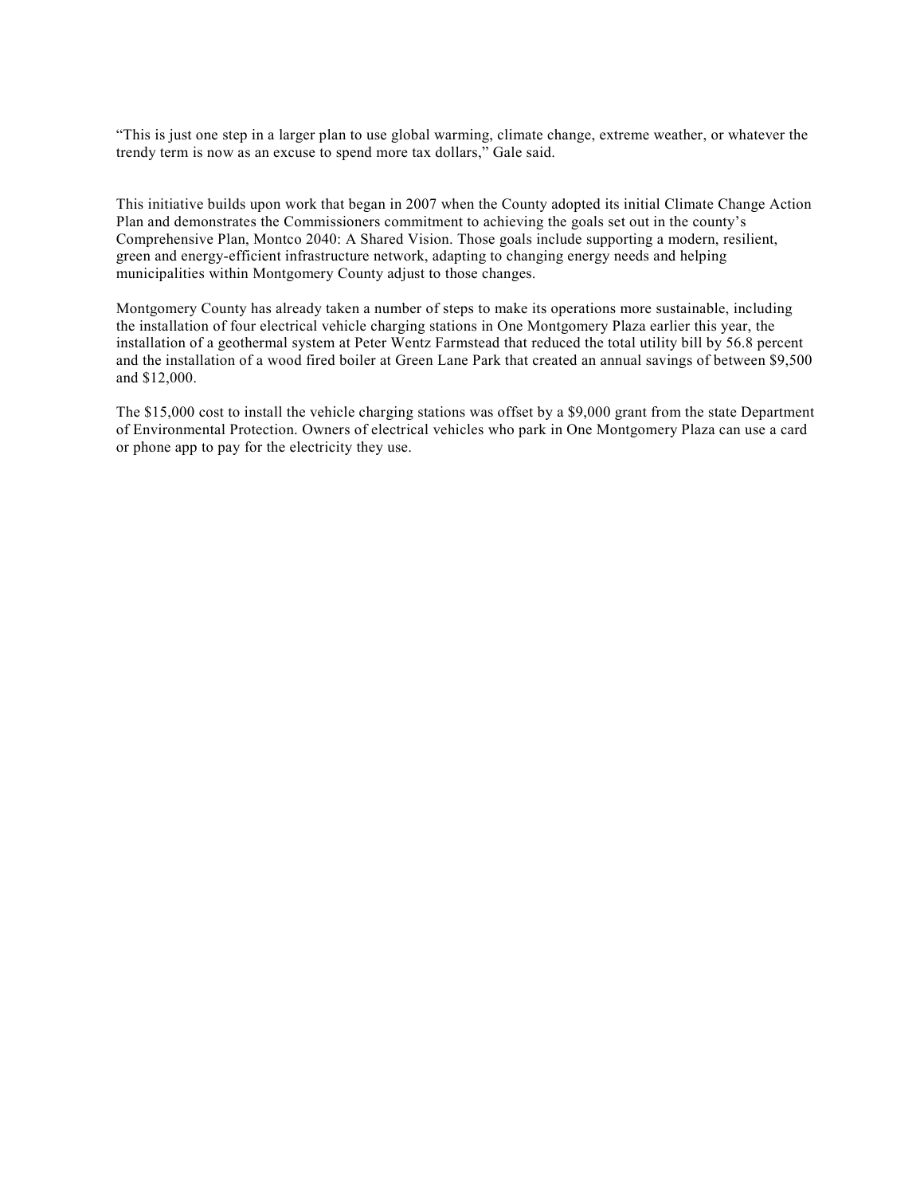"This is just one step in a larger plan to use global warming, climate change, extreme weather, or whatever the trendy term is now as an excuse to spend more tax dollars," Gale said.

This initiative builds upon work that began in 2007 when the County adopted its initial Climate Change Action Plan and demonstrates the Commissioners commitment to achieving the goals set out in the county's Comprehensive Plan, Montco 2040: A Shared Vision. Those goals include supporting a modern, resilient, green and energy-efficient infrastructure network, adapting to changing energy needs and helping municipalities within Montgomery County adjust to those changes.

Montgomery County has already taken a number of steps to make its operations more sustainable, including the installation of four electrical vehicle charging stations in One Montgomery Plaza earlier this year, the installation of a geothermal system at Peter Wentz Farmstead that reduced the total utility bill by 56.8 percent and the installation of a wood fired boiler at Green Lane Park that created an annual savings of between $9,500 and $12,000.

The $15,000 cost to install the vehicle charging stations was offset by a $9,000 grant from the state Department of Environmental Protection. Owners of electrical vehicles who park in One Montgomery Plaza can use a card or phone app to pay for the electricity they use.